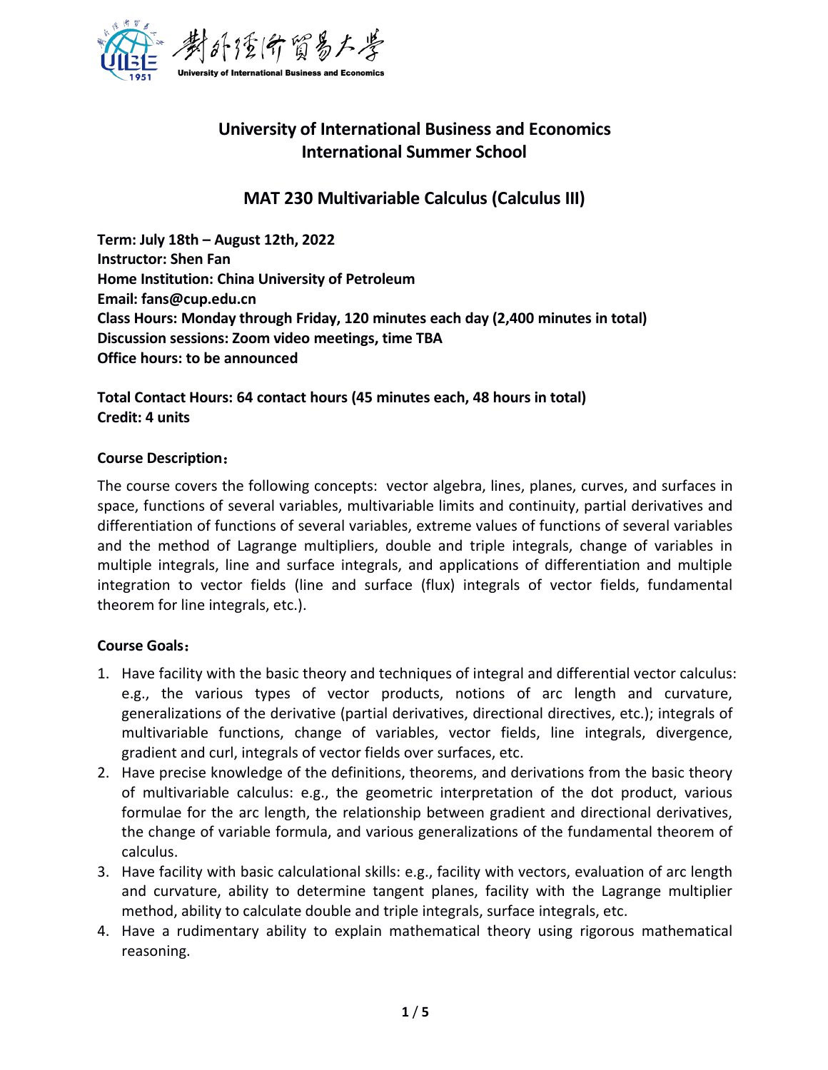# University of International Business and Economics
# International Summer School

## MAT 230 Multivariable Calculus (Calculus III)

**Term: July 18th – August 12th, 2022**
**Instructor: Shen Fan**
**Home Institution: China University of Petroleum**
**Email: fans@cup.edu.cn**
**Class Hours: Monday through Friday, 120 minutes each day (2,400 minutes in total)**
**Discussion sessions: Zoom video meetings, time TBA**
**Office hours: to be announced**

**Total Contact Hours: 64 contact hours (45 minutes each, 48 hours in total)**
**Credit: 4 units**

**Course Description：**

The course covers the following concepts: vector algebra, lines, planes, curves, and surfaces in space, functions of several variables, multivariable limits and continuity, partial derivatives and differentiation of functions of several variables, extreme values of functions of several variables and the method of Lagrange multipliers, double and triple integrals, change of variables in multiple integrals, line and surface integrals, and applications of differentiation and multiple integration to vector fields (line and surface (flux) integrals of vector fields, fundamental theorem for line integrals, etc.).

**Course Goals：**

1. Have facility with the basic theory and techniques of integral and differential vector calculus: e.g., the various types of vector products, notions of arc length and curvature, generalizations of the derivative (partial derivatives, directional directives, etc.); integrals of multivariable functions, change of variables, vector fields, line integrals, divergence, gradient and curl, integrals of vector fields over surfaces, etc.
2. Have precise knowledge of the definitions, theorems, and derivations from the basic theory of multivariable calculus: e.g., the geometric interpretation of the dot product, various formulae for the arc length, the relationship between gradient and directional derivatives, the change of variable formula, and various generalizations of the fundamental theorem of calculus.
3. Have facility with basic calculational skills: e.g., facility with vectors, evaluation of arc length and curvature, ability to determine tangent planes, facility with the Lagrange multiplier method, ability to calculate double and triple integrals, surface integrals, etc.
4. Have a rudimentary ability to explain mathematical theory using rigorous mathematical reasoning.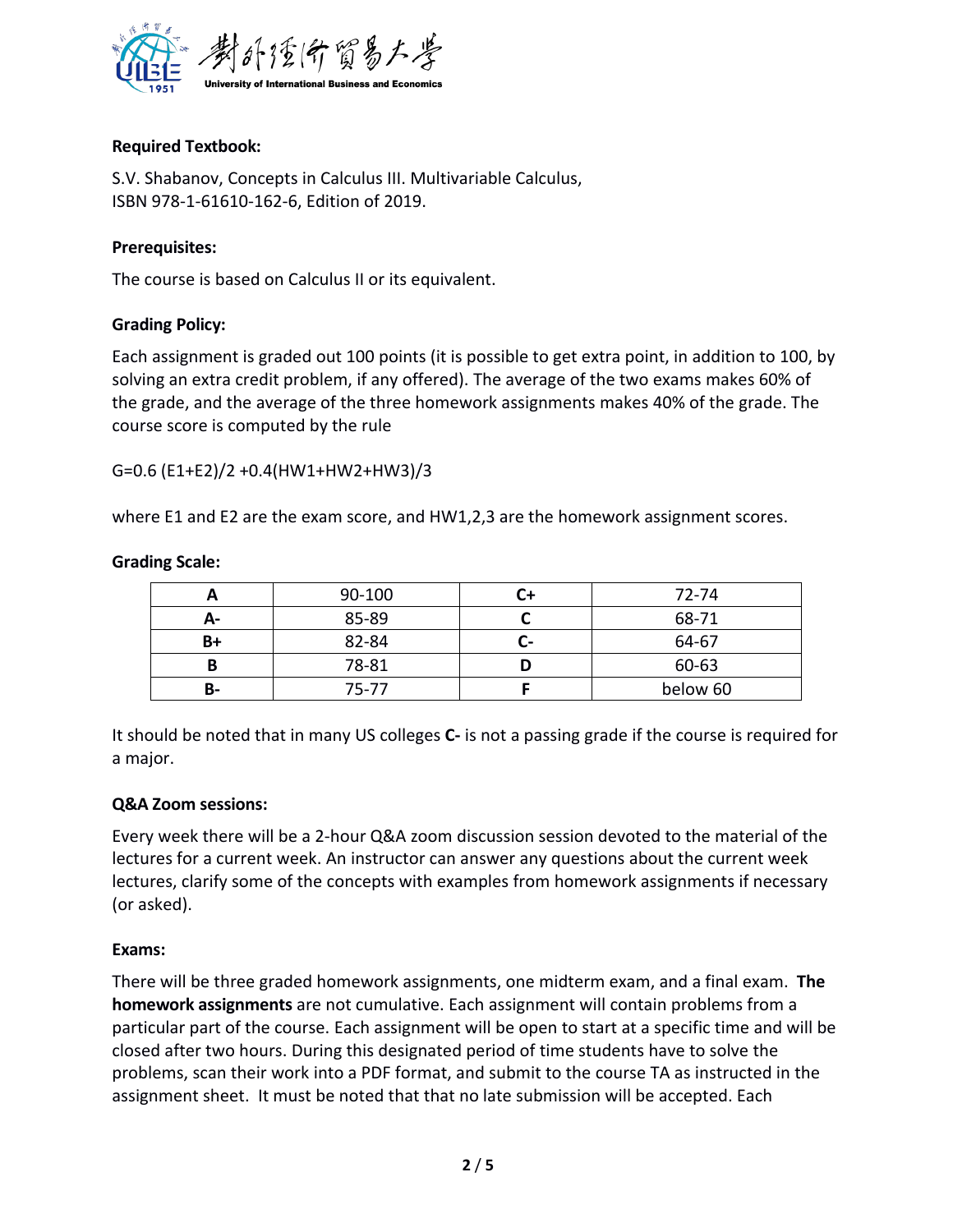**Required Textbook:**

S.V. Shabanov, Concepts in Calculus III. Multivariable Calculus,
ISBN 978-1-61610-162-6, Edition of 2019.

**Prerequisites:**

The course is based on Calculus II or its equivalent.

**Grading Policy:**

Each assignment is graded out 100 points (it is possible to get extra point, in addition to 100, by solving an extra credit problem, if any offered). The average of the two exams makes 60% of the grade, and the average of the three homework assignments makes 40% of the grade. The course score is computed by the rule

$$G=0.6\,(E1+E2)/2+0.4(HW1+HW2+HW3)/3$$

where E1 and E2 are the exam score, and HW1,2,3 are the homework assignment scores.

**Grading Scale:**

| A | 90-100 | C+ | 72-74 |
|---|---|---|---|
| A- | 85-89 | C | 68-71 |
| B+ | 82-84 | C- | 64-67 |
| B | 78-81 | D | 60-63 |
| B- | 75-77 | F | below 60 |

It should be noted that in many US colleges **C-** is not a passing grade if the course is required for a major.

**Q&A Zoom sessions:**

Every week there will be a 2-hour Q&A zoom discussion session devoted to the material of the lectures for a current week. An instructor can answer any questions about the current week lectures, clarify some of the concepts with examples from homework assignments if necessary (or asked).

**Exams:**

There will be three graded homework assignments, one midterm exam, and a final exam. **The homework assignments** are not cumulative. Each assignment will contain problems from a particular part of the course. Each assignment will be open to start at a specific time and will be closed after two hours. During this designated period of time students have to solve the problems, scan their work into a PDF format, and submit to the course TA as instructed in the assignment sheet. It must be noted that that no late submission will be accepted. Each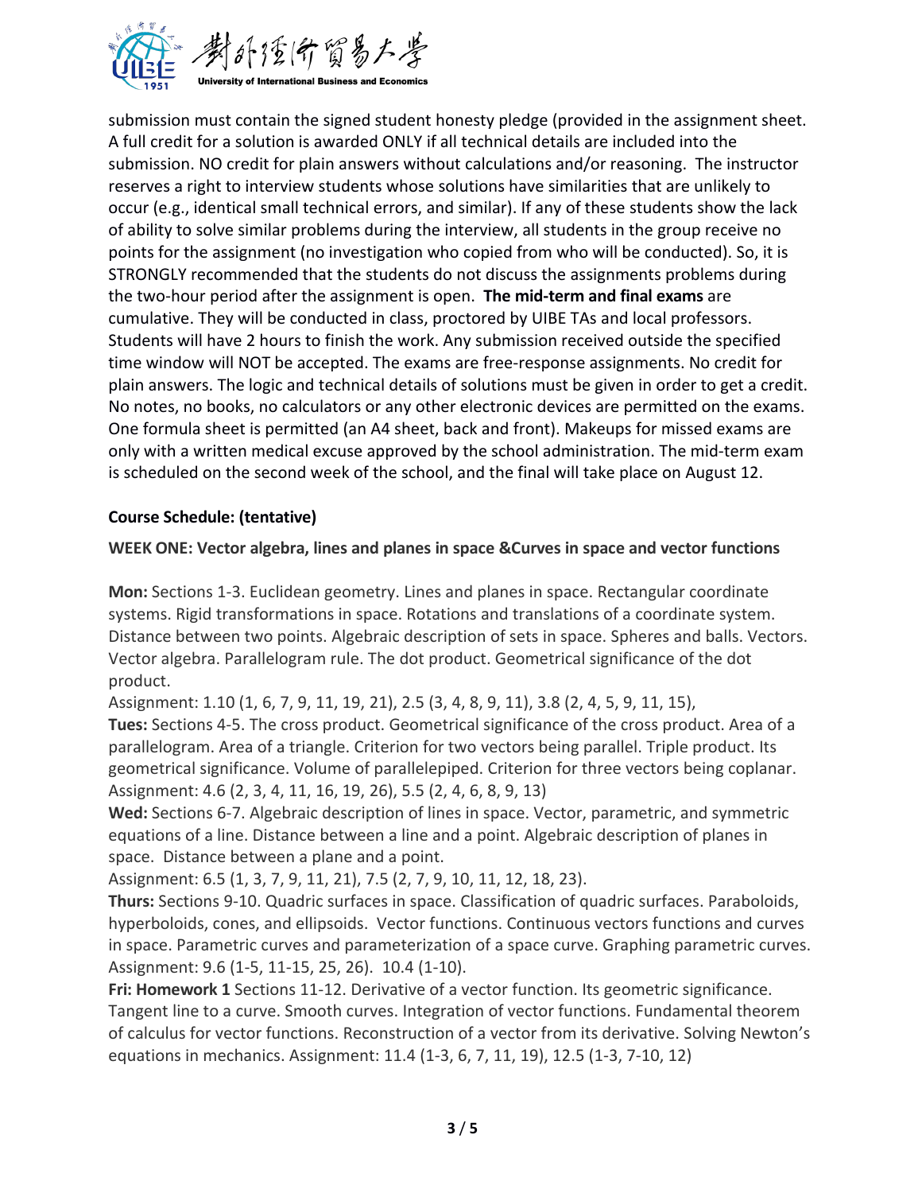submission must contain the signed student honesty pledge (provided in the assignment sheet. A full credit for a solution is awarded ONLY if all technical details are included into the submission. NO credit for plain answers without calculations and/or reasoning. The instructor reserves a right to interview students whose solutions have similarities that are unlikely to occur (e.g., identical small technical errors, and similar). If any of these students show the lack of ability to solve similar problems during the interview, all students in the group receive no points for the assignment (no investigation who copied from who will be conducted). So, it is STRONGLY recommended that the students do not discuss the assignments problems during the two-hour period after the assignment is open. **The mid-term and final exams** are cumulative. They will be conducted in class, proctored by UIBE TAs and local professors. Students will have 2 hours to finish the work. Any submission received outside the specified time window will NOT be accepted. The exams are free-response assignments. No credit for plain answers. The logic and technical details of solutions must be given in order to get a credit. No notes, no books, no calculators or any other electronic devices are permitted on the exams. One formula sheet is permitted (an A4 sheet, back and front). Makeups for missed exams are only with a written medical excuse approved by the school administration. The mid-term exam is scheduled on the second week of the school, and the final will take place on August 12.

**Course Schedule: (tentative)**

**WEEK ONE: Vector algebra, lines and planes in space &Curves in space and vector functions**

**Mon:** Sections 1-3. Euclidean geometry. Lines and planes in space. Rectangular coordinate systems. Rigid transformations in space. Rotations and translations of a coordinate system. Distance between two points. Algebraic description of sets in space. Spheres and balls. Vectors. Vector algebra. Parallelogram rule. The dot product. Geometrical significance of the dot product.
Assignment: 1.10 (1, 6, 7, 9, 11, 19, 21), 2.5 (3, 4, 8, 9, 11), 3.8 (2, 4, 5, 9, 11, 15),
**Tues:** Sections 4-5. The cross product. Geometrical significance of the cross product. Area of a parallelogram. Area of a triangle. Criterion for two vectors being parallel. Triple product. Its geometrical significance. Volume of parallelepiped. Criterion for three vectors being coplanar.
Assignment: 4.6 (2, 3, 4, 11, 16, 19, 26), 5.5 (2, 4, 6, 8, 9, 13)
**Wed:** Sections 6-7. Algebraic description of lines in space. Vector, parametric, and symmetric equations of a line. Distance between a line and a point. Algebraic description of planes in space. Distance between a plane and a point.
Assignment: 6.5 (1, 3, 7, 9, 11, 21), 7.5 (2, 7, 9, 10, 11, 12, 18, 23).
**Thurs:** Sections 9-10. Quadric surfaces in space. Classification of quadric surfaces. Paraboloids, hyperboloids, cones, and ellipsoids. Vector functions. Continuous vectors functions and curves in space. Parametric curves and parameterization of a space curve. Graphing parametric curves.
Assignment: 9.6 (1-5, 11-15, 25, 26). 10.4 (1-10).
**Fri: Homework 1** Sections 11-12. Derivative of a vector function. Its geometric significance. Tangent line to a curve. Smooth curves. Integration of vector functions. Fundamental theorem of calculus for vector functions. Reconstruction of a vector from its derivative. Solving Newton's equations in mechanics. Assignment: 11.4 (1-3, 6, 7, 11, 19), 12.5 (1-3, 7-10, 12)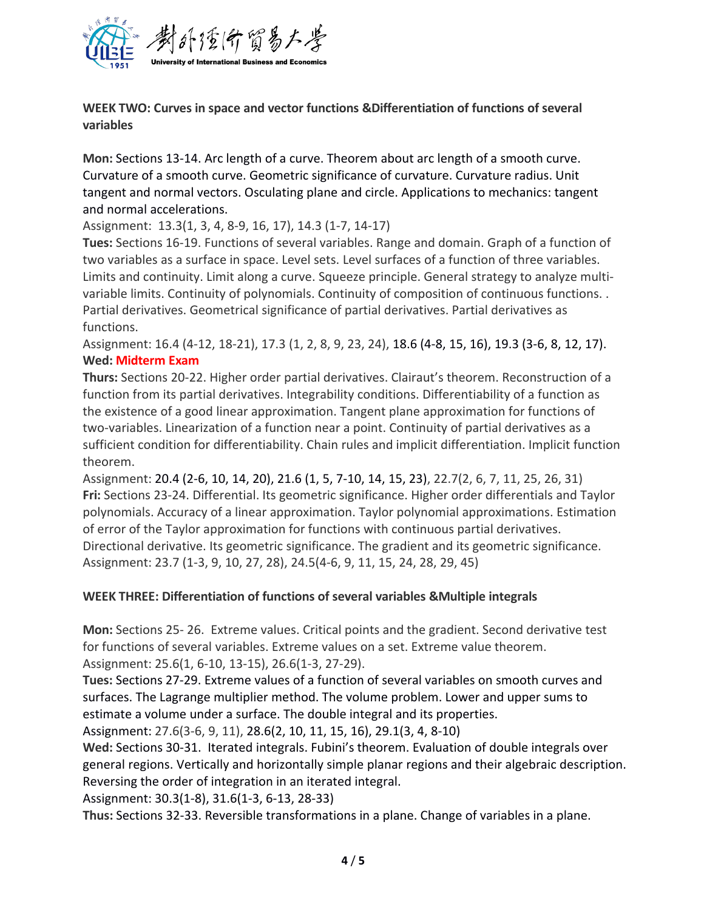**WEEK TWO: Curves in space and vector functions &Differentiation of functions of several variables**

**Mon:** Sections 13-14. Arc length of a curve. Theorem about arc length of a smooth curve. Curvature of a smooth curve. Geometric significance of curvature. Curvature radius. Unit tangent and normal vectors. Osculating plane and circle. Applications to mechanics: tangent and normal accelerations.
Assignment: 13.3(1, 3, 4, 8-9, 16, 17), 14.3 (1-7, 14-17)

**Tues:** Sections 16-19. Functions of several variables. Range and domain. Graph of a function of two variables as a surface in space. Level sets. Level surfaces of a function of three variables. Limits and continuity. Limit along a curve. Squeeze principle. General strategy to analyze multi-variable limits. Continuity of polynomials. Continuity of composition of continuous functions. . Partial derivatives. Geometrical significance of partial derivatives. Partial derivatives as functions.
Assignment: 16.4 (4-12, 18-21), 17.3 (1, 2, 8, 9, 23, 24), 18.6 (4-8, 15, 16), 19.3 (3-6, 8, 12, 17).

**Wed: Midterm Exam**

**Thurs:** Sections 20-22. Higher order partial derivatives. Clairaut's theorem. Reconstruction of a function from its partial derivatives. Integrability conditions. Differentiability of a function as the existence of a good linear approximation. Tangent plane approximation for functions of two-variables. Linearization of a function near a point. Continuity of partial derivatives as a sufficient condition for differentiability. Chain rules and implicit differentiation. Implicit function theorem.
Assignment: 20.4 (2-6, 10, 14, 20), 21.6 (1, 5, 7-10, 14, 15, 23), 22.7(2, 6, 7, 11, 25, 26, 31)

**Fri:** Sections 23-24. Differential. Its geometric significance. Higher order differentials and Taylor polynomials. Accuracy of a linear approximation. Taylor polynomial approximations. Estimation of error of the Taylor approximation for functions with continuous partial derivatives. Directional derivative. Its geometric significance. The gradient and its geometric significance.
Assignment: 23.7 (1-3, 9, 10, 27, 28), 24.5(4-6, 9, 11, 15, 24, 28, 29, 45)

**WEEK THREE: Differentiation of functions of several variables &Multiple integrals**

**Mon:** Sections 25- 26. Extreme values. Critical points and the gradient. Second derivative test for functions of several variables. Extreme values on a set. Extreme value theorem.
Assignment: 25.6(1, 6-10, 13-15), 26.6(1-3, 27-29).

**Tues:** Sections 27-29. Extreme values of a function of several variables on smooth curves and surfaces. The Lagrange multiplier method. The volume problem. Lower and upper sums to estimate a volume under a surface. The double integral and its properties.
Assignment: 27.6(3-6, 9, 11), 28.6(2, 10, 11, 15, 16), 29.1(3, 4, 8-10)

**Wed:** Sections 30-31. Iterated integrals. Fubini's theorem. Evaluation of double integrals over general regions. Vertically and horizontally simple planar regions and their algebraic description. Reversing the order of integration in an iterated integral.
Assignment: 30.3(1-8), 31.6(1-3, 6-13, 28-33)

**Thus:** Sections 32-33. Reversible transformations in a plane. Change of variables in a plane.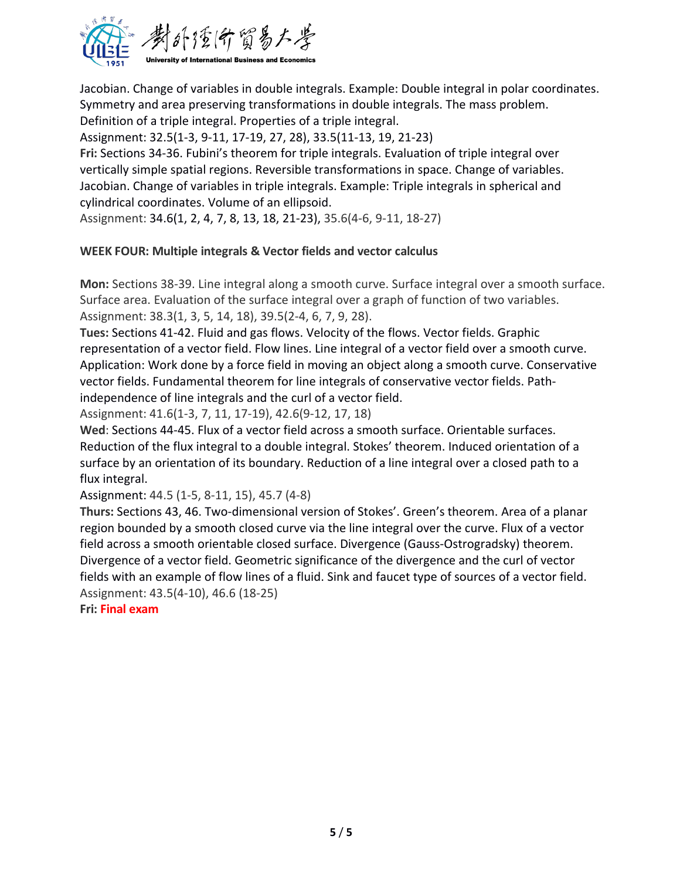Jacobian. Change of variables in double integrals. Example: Double integral in polar coordinates. Symmetry and area preserving transformations in double integrals. The mass problem. Definition of a triple integral. Properties of a triple integral.

Assignment: 32.5(1-3, 9-11, 17-19, 27, 28), 33.5(11-13, 19, 21-23)

**Fri:** Sections 34-36. Fubini's theorem for triple integrals. Evaluation of triple integral over vertically simple spatial regions. Reversible transformations in space. Change of variables. Jacobian. Change of variables in triple integrals. Example: Triple integrals in spherical and cylindrical coordinates. Volume of an ellipsoid.

Assignment: 34.6(1, 2, 4, 7, 8, 13, 18, 21-23), 35.6(4-6, 9-11, 18-27)

**WEEK FOUR: Multiple integrals & Vector fields and vector calculus**

**Mon:** Sections 38-39. Line integral along a smooth curve. Surface integral over a smooth surface. Surface area. Evaluation of the surface integral over a graph of function of two variables.

Assignment: 38.3(1, 3, 5, 14, 18), 39.5(2-4, 6, 7, 9, 28).

**Tues:** Sections 41-42. Fluid and gas flows. Velocity of the flows. Vector fields. Graphic representation of a vector field. Flow lines. Line integral of a vector field over a smooth curve. Application: Work done by a force field in moving an object along a smooth curve. Conservative vector fields. Fundamental theorem for line integrals of conservative vector fields. Path-independence of line integrals and the curl of a vector field.

Assignment: 41.6(1-3, 7, 11, 17-19), 42.6(9-12, 17, 18)

**Wed**: Sections 44-45. Flux of a vector field across a smooth surface. Orientable surfaces. Reduction of the flux integral to a double integral. Stokes' theorem. Induced orientation of a surface by an orientation of its boundary. Reduction of a line integral over a closed path to a flux integral.

Assignment: 44.5 (1-5, 8-11, 15), 45.7 (4-8)

**Thurs:** Sections 43, 46. Two-dimensional version of Stokes'. Green's theorem. Area of a planar region bounded by a smooth closed curve via the line integral over the curve. Flux of a vector field across a smooth orientable closed surface. Divergence (Gauss-Ostrogradsky) theorem. Divergence of a vector field. Geometric significance of the divergence and the curl of vector fields with an example of flow lines of a fluid. Sink and faucet type of sources of a vector field.

Assignment: 43.5(4-10), 46.6 (18-25)

**Fri: Final exam**